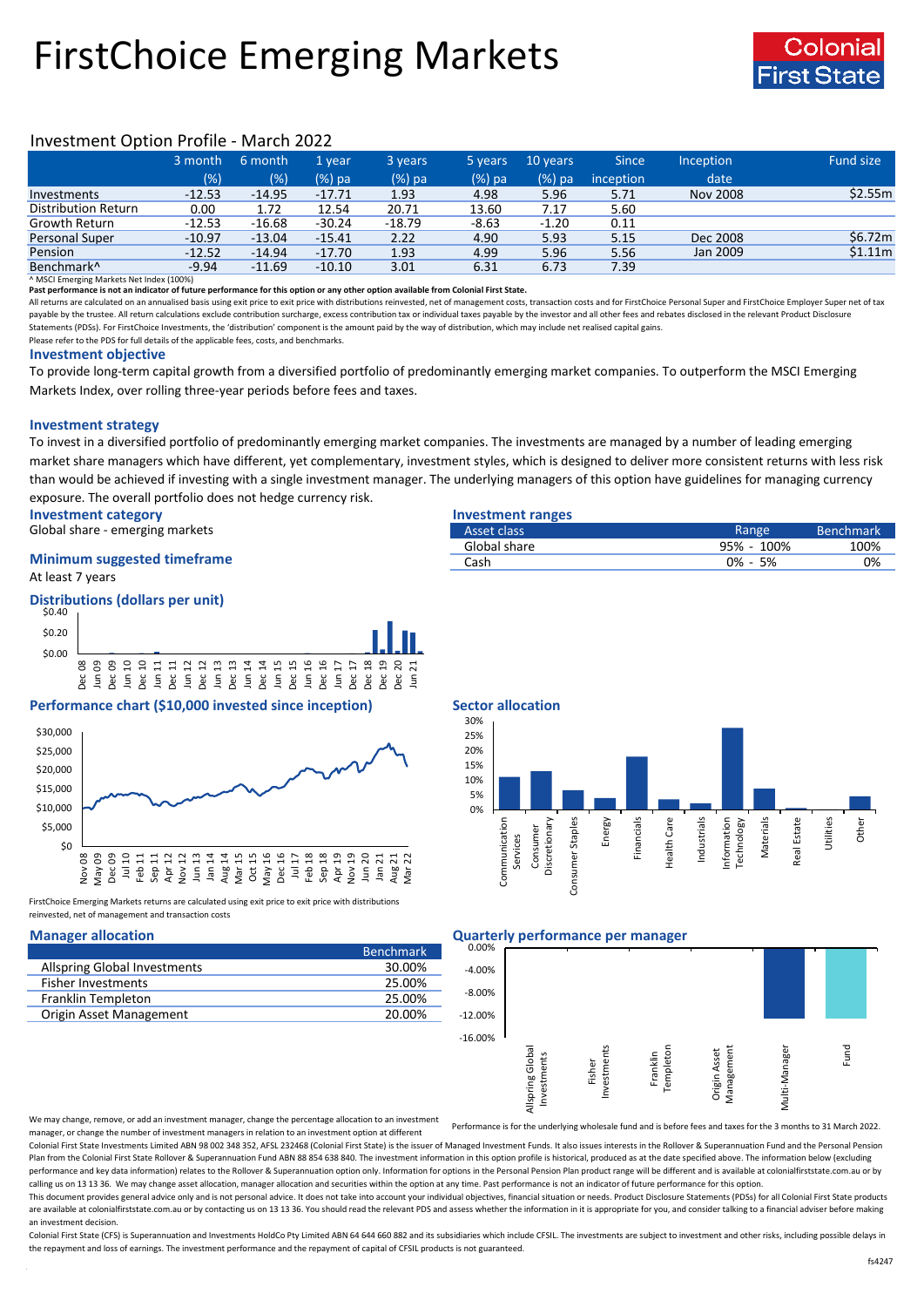# FirstChoice Emerging Markets

Colonial First State

## Investment Option Profile - March 2022

| | 3 month (%) | 6 month (%) | 1 year (%) pa | 3 years (%) pa | 5 years (%) pa | 10 years (%) pa | Since inception | Inception date | Fund size |
|---|---|---|---|---|---|---|---|---|---|
| Investments | -12.53 | -14.95 | -17.71 | 1.93 | 4.98 | 5.96 | 5.71 | Nov 2008 | $2.55m |
| Distribution Return | 0.00 | 1.72 | 12.54 | 20.71 | 13.60 | 7.17 | 5.60 | | |
| Growth Return | -12.53 | -16.68 | -30.24 | -18.79 | -8.63 | -1.20 | 0.11 | | |
| Personal Super | -10.97 | -13.04 | -15.41 | 2.22 | 4.90 | 5.93 | 5.15 | Dec 2008 | $6.72m |
| Pension | -12.52 | -14.94 | -17.70 | 1.93 | 4.99 | 5.96 | 5.56 | Jan 2009 | $1.11m |
| Benchmark^ | -9.94 | -11.69 | -10.10 | 3.01 | 6.31 | 6.73 | 7.39 | | |

^ MSCI Emerging Markets Net Index (100%)

**Past performance is not an indicator of future performance for this option or any other option available from Colonial First State.**

All returns are calculated on an annualised basis using exit price to exit price with distributions reinvested, net of management costs, transaction costs and for FirstChoice Personal Super and FirstChoice Employer Super net of tax payable by the trustee. All return calculations exclude contribution surcharge, excess contribution tax or individual taxes payable by the investor and all other fees and rebates disclosed in the relevant Product Disclosure Statements (PDSs). For FirstChoice Investments, the 'distribution' component is the amount paid by the way of distribution, which may include net realised capital gains.

Please refer to the PDS for full details of the applicable fees, costs, and benchmarks.

### Investment objective

To provide long-term capital growth from a diversified portfolio of predominantly emerging market companies. To outperform the MSCI Emerging Markets Index, over rolling three-year periods before fees and taxes.

### Investment strategy

To invest in a diversified portfolio of predominantly emerging market companies. The investments are managed by a number of leading emerging market share managers which have different, yet complementary, investment styles, which is designed to deliver more consistent returns with less risk than would be achieved if investing with a single investment manager. The underlying managers of this option have guidelines for managing currency exposure. The overall portfolio does not hedge currency risk.

### Investment category

Global share - emerging markets

### Minimum suggested timeframe

At least 7 years

### Investment ranges

| Asset class | Range | Benchmark |
|---|---|---|
| Global share | 95% - 100% | 100% |
| Cash | 0% - 5% | 0% |

### Distributions (dollars per unit)

### Performance chart ($10,000 invested since inception)

FirstChoice Emerging Markets returns are calculated using exit price to exit price with distributions reinvested, net of management and transaction costs

### Sector allocation

### Manager allocation

| | Benchmark |
|---|---|
| Allspring Global Investments | 30.00% |
| Fisher Investments | 25.00% |
| Franklin Templeton | 25.00% |
| Origin Asset Management | 20.00% |

We may change, remove, or add an investment manager, change the percentage allocation to an investment manager, or change the number of investment managers in relation to an investment option at different

### Quarterly performance per manager

Performance is for the underlying wholesale fund and is before fees and taxes for the 3 months to 31 March 2022.

Colonial First State Investments Limited ABN 98 002 348 352, AFSL 232468 (Colonial First State) is the issuer of Managed Investment Funds. It also issues interests in the Rollover & Superannuation Fund and the Personal Pension Plan from the Colonial First State Rollover & Superannuation Fund ABN 88 854 638 840. The investment information in this option profile is historical, produced as at the date specified above. The information below (excluding performance and key data information) relates to the Rollover & Superannuation option only. Information for options in the Personal Pension Plan product range will be different and is available at colonialfirststate.com.au or by calling us on 13 13 36. We may change asset allocation, manager allocation and securities within the option at any time. Past performance is not an indicator of future performance for this option.

This document provides general advice only and is not personal advice. It does not take into account your individual objectives, financial situation or needs. Product Disclosure Statements (PDSs) for all Colonial First State products are available at colonialfirststate.com.au or by contacting us on 13 13 36. You should read the relevant PDS and assess whether the information in it is appropriate for you, and consider talking to a financial adviser before making an investment decision.

Colonial First State (CFS) is Superannuation and Investments HoldCo Pty Limited ABN 64 644 660 882 and its subsidiaries which include CFSIL. The investments are subject to investment and other risks, including possible delays in the repayment and loss of earnings. The investment performance and the repayment of capital of CFSIL products is not guaranteed.

fs4247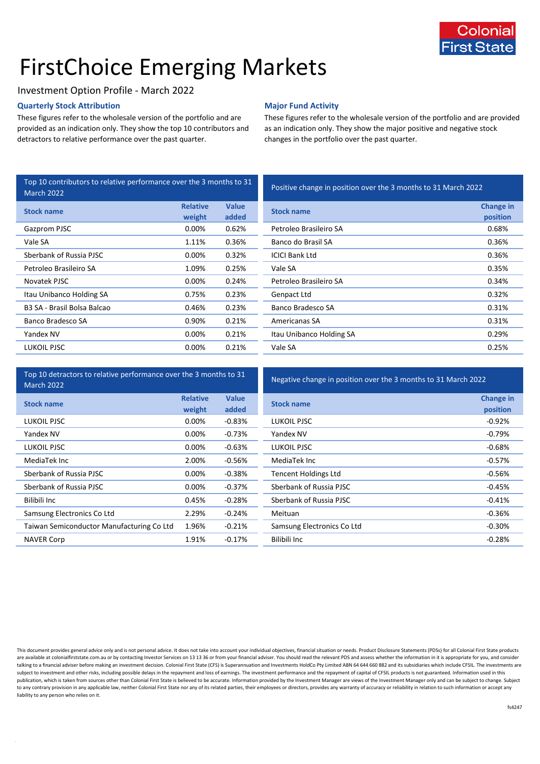# FirstChoice Emerging Markets

Investment Option Profile - March 2022

### Quarterly Stock Attribution

These figures refer to the wholesale version of the portfolio and are provided as an indication only. They show the top 10 contributors and detractors to relative performance over the past quarter.

**Top 10 contributors to relative performance over the 3 months to 31 March 2022**

| Stock name | Relative weight | Value added |
|---|---|---|
| Gazprom PJSC | 0.00% | 0.62% |
| Vale SA | 1.11% | 0.36% |
| Sberbank of Russia PJSC | 0.00% | 0.32% |
| Petroleo Brasileiro SA | 1.09% | 0.25% |
| Novatek PJSC | 0.00% | 0.24% |
| Itau Unibanco Holding SA | 0.75% | 0.23% |
| B3 SA - Brasil Bolsa Balcao | 0.46% | 0.23% |
| Banco Bradesco SA | 0.90% | 0.21% |
| Yandex NV | 0.00% | 0.21% |
| LUKOIL PJSC | 0.00% | 0.21% |

**Top 10 detractors to relative performance over the 3 months to 31 March 2022**

| Stock name | Relative weight | Value added |
|---|---|---|
| LUKOIL PJSC | 0.00% | -0.83% |
| Yandex NV | 0.00% | -0.73% |
| LUKOIL PJSC | 0.00% | -0.63% |
| MediaTek Inc | 2.00% | -0.56% |
| Sberbank of Russia PJSC | 0.00% | -0.38% |
| Sberbank of Russia PJSC | 0.00% | -0.37% |
| Bilibili Inc | 0.45% | -0.28% |
| Samsung Electronics Co Ltd | 2.29% | -0.24% |
| Taiwan Semiconductor Manufacturing Co Ltd | 1.96% | -0.21% |
| NAVER Corp | 1.91% | -0.17% |

### Major Fund Activity

These figures refer to the wholesale version of the portfolio and are provided as an indication only. They show the major positive and negative stock changes in the portfolio over the past quarter.

**Positive change in position over the 3 months to 31 March 2022**

| Stock name | Change in position |
|---|---|
| Petroleo Brasileiro SA | 0.68% |
| Banco do Brasil SA | 0.36% |
| ICICI Bank Ltd | 0.36% |
| Vale SA | 0.35% |
| Petroleo Brasileiro SA | 0.34% |
| Genpact Ltd | 0.32% |
| Banco Bradesco SA | 0.31% |
| Americanas SA | 0.31% |
| Itau Unibanco Holding SA | 0.29% |
| Vale SA | 0.25% |

**Negative change in position over the 3 months to 31 March 2022**

| Stock name | Change in position |
|---|---|
| LUKOIL PJSC | -0.92% |
| Yandex NV | -0.79% |
| LUKOIL PJSC | -0.68% |
| MediaTek Inc | -0.57% |
| Tencent Holdings Ltd | -0.56% |
| Sberbank of Russia PJSC | -0.45% |
| Sberbank of Russia PJSC | -0.41% |
| Meituan | -0.36% |
| Samsung Electronics Co Ltd | -0.30% |
| Bilibili Inc | -0.28% |

This document provides general advice only and is not personal advice. It does not take into account your individual objectives, financial situation or needs. Product Disclosure Statements (PDSs) for all Colonial First State products are available at colonialfirststate.com.au or by contacting Investor Services on 13 13 36 or from your financial adviser. You should read the relevant PDS and assess whether the information in it is appropriate for you, and consider talking to a financial adviser before making an investment decision. Colonial First State (CFS) is Superannuation and Investments HoldCo Pty Limited ABN 64 644 660 882 and its subsidiaries which include CFSIL. The investments are subject to investment and other risks, including possible delays in the repayment and loss of earnings. The investment performance and the repayment of capital of CFSIL products is not guaranteed. Information used in this publication, which is taken from sources other than Colonial First State is believed to be accurate. Information provided by the Investment Manager are views of the Investment Manager only and can be subject to change. Subject to any contrary provision in any applicable law, neither Colonial First State nor any of its related parties, their employees or directors, provides any warranty of accuracy or reliability in relation to such information or accept any liability to any person who relies on it.

fs4247